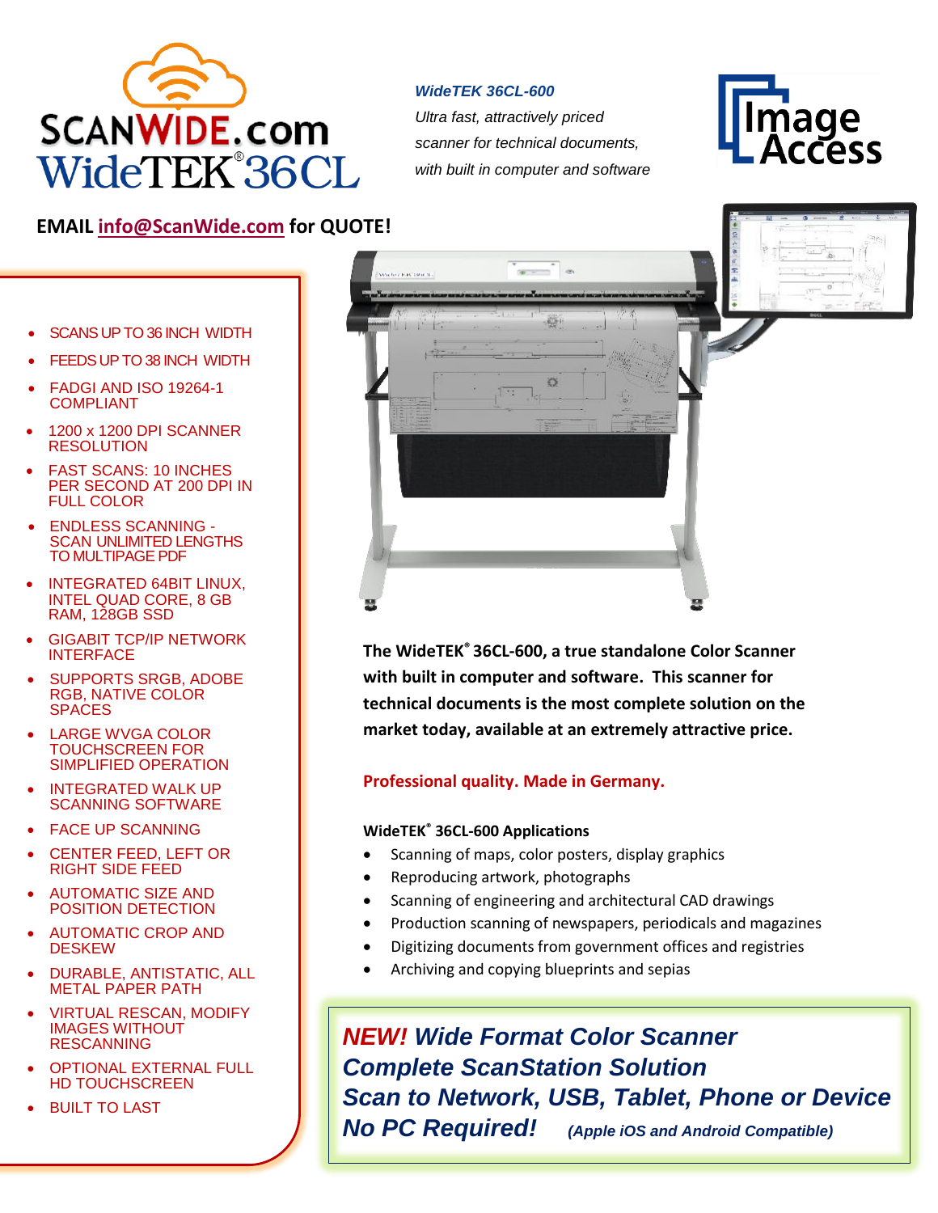# SCANWIDE.com WideTEK® 36CL

***WideTEK 36CL-600***

*Ultra fast, attractively priced scanner for technical documents, with built in computer and software*

Image Access

**EMAIL [info@ScanWide.com](mailto:info@ScanWide.com) for QUOTE!**

- SCANS UP TO 36 INCH WIDTH
- FEEDS UP TO 38 INCH WIDTH
- FADGI AND ISO 19264-1 COMPLIANT
- 1200 x 1200 DPI SCANNER RESOLUTION
- FAST SCANS: 10 INCHES PER SECOND AT 200 DPI IN FULL COLOR
- ENDLESS SCANNING - SCAN UNLIMITED LENGTHS TO MULTIPAGE PDF
- INTEGRATED 64BIT LINUX, INTEL QUAD CORE, 8 GB RAM, 128GB SSD
- GIGABIT TCP/IP NETWORK INTERFACE
- SUPPORTS SRGB, ADOBE RGB, NATIVE COLOR SPACES
- LARGE WVGA COLOR TOUCHSCREEN FOR SIMPLIFIED OPERATION
- INTEGRATED WALK UP SCANNING SOFTWARE
- FACE UP SCANNING
- CENTER FEED, LEFT OR RIGHT SIDE FEED
- AUTOMATIC SIZE AND POSITION DETECTION
- AUTOMATIC CROP AND DESKEW
- DURABLE, ANTISTATIC, ALL METAL PAPER PATH
- VIRTUAL RESCAN, MODIFY IMAGES WITHOUT RESCANNING
- OPTIONAL EXTERNAL FULL HD TOUCHSCREEN
- BUILT TO LAST

**The WideTEK® 36CL-600, a true standalone Color Scanner with built in computer and software. This scanner for technical documents is the most complete solution on the market today, available at an extremely attractive price.**

**Professional quality. Made in Germany.**

**WideTEK® 36CL-600 Applications**

- Scanning of maps, color posters, display graphics
- Reproducing artwork, photographs
- Scanning of engineering and architectural CAD drawings
- Production scanning of newspapers, periodicals and magazines
- Digitizing documents from government offices and registries
- Archiving and copying blueprints and sepias

***NEW! Wide Format Color Scanner***
***Complete ScanStation Solution***
***Scan to Network, USB, Tablet, Phone or Device***
***No PC Required!*** ***(Apple iOS and Android Compatible)***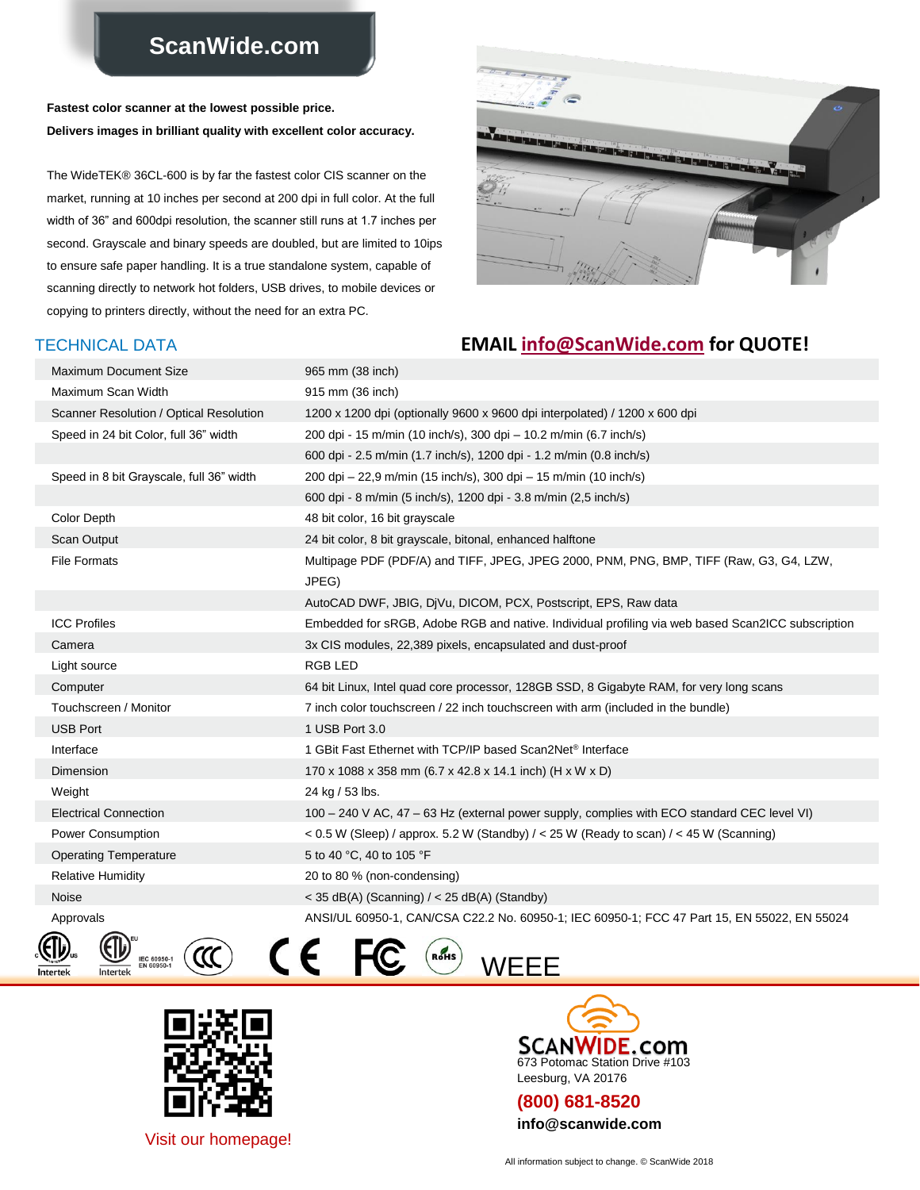# ScanWide.com

**Fastest color scanner at the lowest possible price.**

**Delivers images in brilliant quality with excellent color accuracy.**

The WideTEK® 36CL-600 is by far the fastest color CIS scanner on the market, running at 10 inches per second at 200 dpi in full color. At the full width of 36" and 600dpi resolution, the scanner still runs at 1.7 inches per second. Grayscale and binary speeds are doubled, but are limited to 10ips to ensure safe paper handling. It is a true standalone system, capable of scanning directly to network hot folders, USB drives, to mobile devices or copying to printers directly, without the need for an extra PC.

## TECHNICAL DATA

**EMAIL info@ScanWide.com for QUOTE!**

| | |
|---|---|
| Maximum Document Size | 965 mm (38 inch) |
| Maximum Scan Width | 915 mm (36 inch) |
| Scanner Resolution / Optical Resolution | 1200 x 1200 dpi (optionally 9600 x 9600 dpi interpolated) / 1200 x 600 dpi |
| Speed in 24 bit Color, full 36" width | 200 dpi - 15 m/min (10 inch/s), 300 dpi – 10.2 m/min (6.7 inch/s) |
| | 600 dpi - 2.5 m/min (1.7 inch/s), 1200 dpi - 1.2 m/min (0.8 inch/s) |
| Speed in 8 bit Grayscale, full 36" width | 200 dpi – 22,9 m/min (15 inch/s), 300 dpi – 15 m/min (10 inch/s) |
| | 600 dpi - 8 m/min (5 inch/s), 1200 dpi - 3.8 m/min (2,5 inch/s) |
| Color Depth | 48 bit color, 16 bit grayscale |
| Scan Output | 24 bit color, 8 bit grayscale, bitonal, enhanced halftone |
| File Formats | Multipage PDF (PDF/A) and TIFF, JPEG, JPEG 2000, PNM, PNG, BMP, TIFF (Raw, G3, G4, LZW, JPEG) |
| | AutoCAD DWF, JBIG, DjVu, DICOM, PCX, Postscript, EPS, Raw data |
| ICC Profiles | Embedded for sRGB, Adobe RGB and native. Individual profiling via web based Scan2ICC subscription |
| Camera | 3x CIS modules, 22,389 pixels, encapsulated and dust-proof |
| Light source | RGB LED |
| Computer | 64 bit Linux, Intel quad core processor, 128GB SSD, 8 Gigabyte RAM, for very long scans |
| Touchscreen / Monitor | 7 inch color touchscreen / 22 inch touchscreen with arm (included in the bundle) |
| USB Port | 1 USB Port 3.0 |
| Interface | 1 GBit Fast Ethernet with TCP/IP based Scan2Net® Interface |
| Dimension | 170 x 1088 x 358 mm (6.7 x 42.8 x 14.1 inch) (H x W x D) |
| Weight | 24 kg / 53 lbs. |
| Electrical Connection | 100 – 240 V AC, 47 – 63 Hz (external power supply, complies with ECO standard CEC level VI) |
| Power Consumption | < 0.5 W (Sleep) / approx. 5.2 W (Standby) / < 25 W (Ready to scan) / < 45 W (Scanning) |
| Operating Temperature | 5 to 40 °C, 40 to 105 °F |
| Relative Humidity | 20 to 80 % (non-condensing) |
| Noise | < 35 dB(A) (Scanning) / < 25 dB(A) (Standby) |
| Approvals | ANSI/UL 60950-1, CAN/CSA C22.2 No. 60950-1; IEC 60950-1; FCC 47 Part 15, EN 55022, EN 55024 |

Intertek Intertek IEC 60950-1 EN 60950-1 CE FC RoHS WEEE

Visit our homepage!

SCANWIDE.com
673 Potomac Station Drive #103
Leesburg, VA 20176

**(800) 681-8520**

**info@scanwide.com**

All information subject to change. © ScanWide 2018